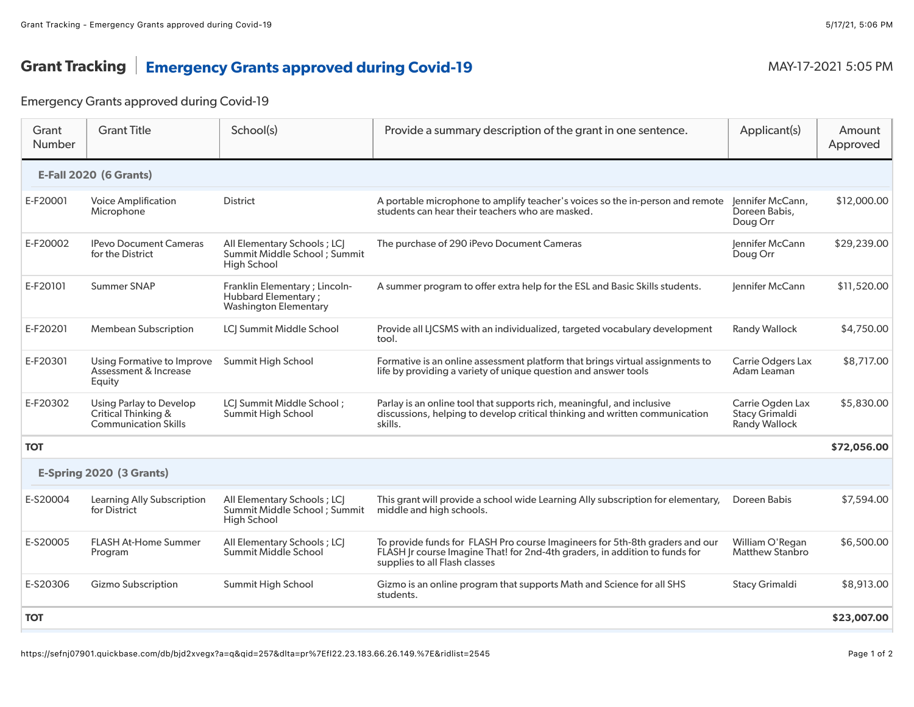# Grant Tracking | Emergency Grants approved during Covid-19

MAY-17-2021 5:05 PM

Emergency Grants approved during Covid-19

| Grant Number | Grant Title | School(s) | Provide a summary description of the grant in one sentence. | Applicant(s) | Amount Approved |
|---|---|---|---|---|---|
| **E-Fall 2020 (6 Grants)** | | | | | |
| E-F20001 | Voice Amplification Microphone | District | A portable microphone to amplify teacher's voices so the in-person and remote students can hear their teachers who are masked. | Jennifer McCann, Doreen Babis, Doug Orr | $12,000.00 |
| E-F20002 | IPevo Document Cameras for the District | All Elementary Schools ; LCJ Summit Middle School ; Summit High School | The purchase of 290 iPevo Document Cameras | Jennifer McCann Doug Orr | $29,239.00 |
| E-F20101 | Summer SNAP | Franklin Elementary ; Lincoln-Hubbard Elementary ; Washington Elementary | A summer program to offer extra help for the ESL and Basic Skills students. | Jennifer McCann | $11,520.00 |
| E-F20201 | Membean Subscription | LCJ Summit Middle School | Provide all LJCSMS with an individualized, targeted vocabulary development tool. | Randy Wallock | $4,750.00 |
| E-F20301 | Using Formative to Improve Assessment & Increase Equity | Summit High School | Formative is an online assessment platform that brings virtual assignments to life by providing a variety of unique question and answer tools | Carrie Odgers Lax Adam Leaman | $8,717.00 |
| E-F20302 | Using Parlay to Develop Critical Thinking & Communication Skills | LCJ Summit Middle School ; Summit High School | Parlay is an online tool that supports rich, meaningful, and inclusive discussions, helping to develop critical thinking and written communication skills. | Carrie Ogden Lax Stacy Grimaldi Randy Wallock | $5,830.00 |
| **TOT** | | | | | **$72,056.00** |
| **E-Spring 2020 (3 Grants)** | | | | | |
| E-S20004 | Learning Ally Subscription for District | All Elementary Schools ; LCJ Summit Middle School ; Summit High School | This grant will provide a school wide Learning Ally subscription for elementary, middle and high schools. | Doreen Babis | $7,594.00 |
| E-S20005 | FLASH At-Home Summer Program | All Elementary Schools ; LCJ Summit Middle School | To provide funds for FLASH Pro course Imagineers for 5th-8th graders and our FLASH Jr course Imagine That! for 2nd-4th graders, in addition to funds for supplies to all Flash classes | William O'Regan Matthew Stanbro | $6,500.00 |
| E-S20306 | Gizmo Subscription | Summit High School | Gizmo is an online program that supports Math and Science for all SHS students. | Stacy Grimaldi | $8,913.00 |
| **TOT** | | | | | **$23,007.00** |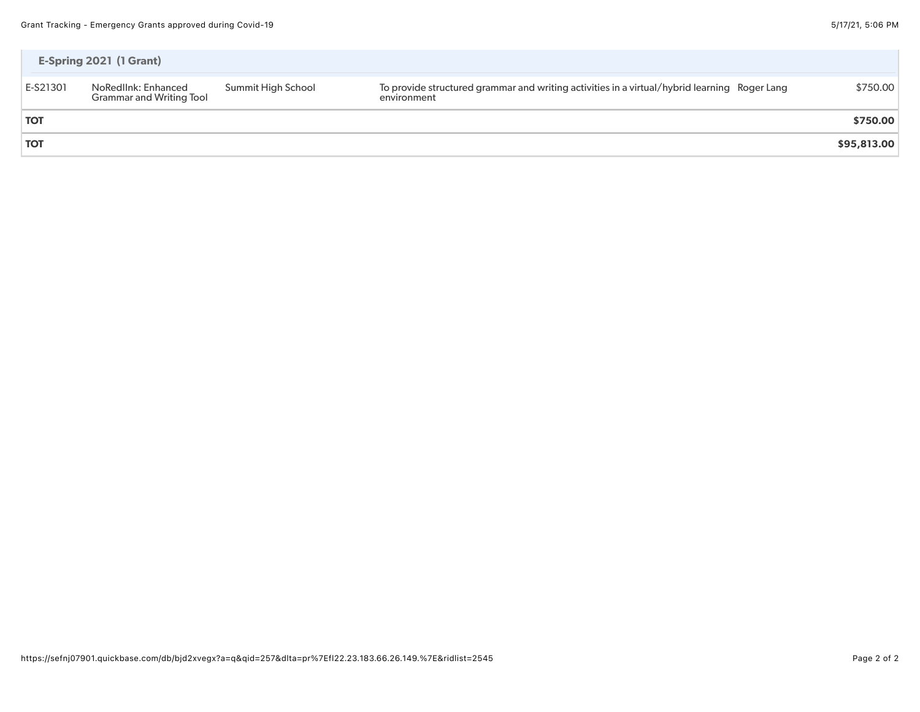| | | | | | |
|---|---|---|---|---|---|
| **E-Spring 2021 (1 Grant)** | | | | | |
| E-S21301 | NoRedlInk: Enhanced Grammar and Writing Tool | Summit High School | To provide structured grammar and writing activities in a virtual/hybrid learning environment | Roger Lang | $750.00 |
| **TOT** | | | | | **$750.00** |
| **TOT** | | | | | **$95,813.00** |